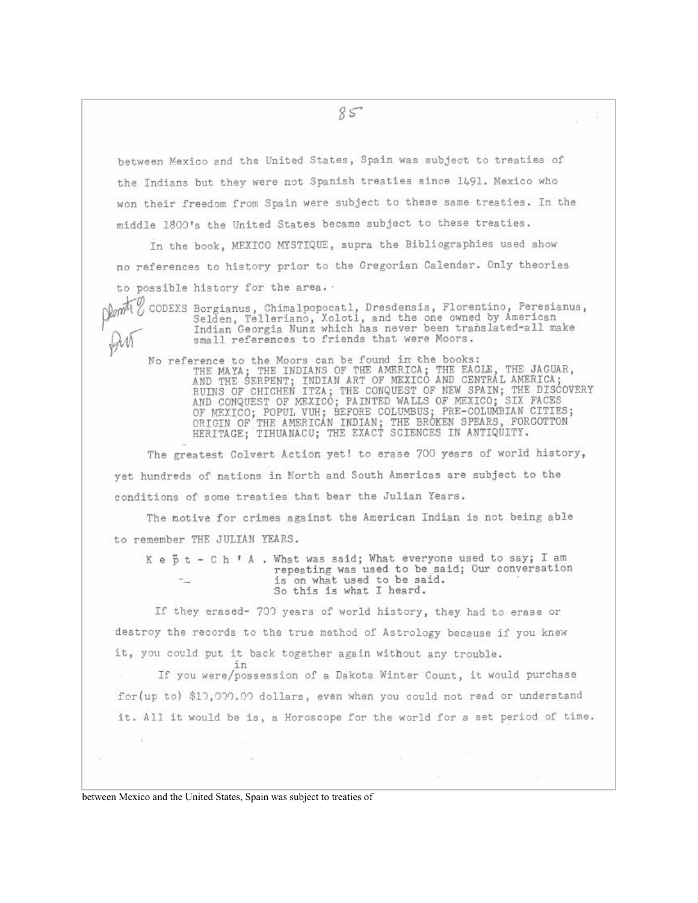between Mexico and the United States, Spain was subject to treaties of the Indians but they were not Spanish treaties since 1491. Mexico who won their freedom from Spain were subject to these same treaties. In the middle 1800's the United States became subject to these treaties.

In the book, MEXICO MYSTIQUE, supra the Bibliographies used show no references to history prior to the Gregorian Calendar. Only theories to possible history for the area.

CODEXS Borgianus, Chimalpopocatl, Dresdensis, Florentino, Peresianus, Selden, Telleriano, Xolotl, and the one owned by American Indian Georgia Nunz which has never been translated-all make small references to friends that were Moors.

No reference to the Moors can be found in the books: THE MAYA; THE INDIANS OF THE AMERICA; THE EAGLE, THE JAGUAR, AND THE SERPENT; INDIAN ART OF MEXICO AND CENTRAL AMERICA; RUINS OF CHICHEN ITZA; THE CONQUEST OF NEW SPAIN; THE DISCOVERY AND CONQUEST OF MEXICO; PAINTED WALLS OF MEXICO; SIX FACES OF MEXICO; POPUL VUH; BEFORE COLUMBUS; PRE-COLUMBIAN CITIES; ORIGIN OF THE AMERICAN INDIAN; THE BROKEN SPEARS, FORGOTTON HERITAGE; TIHUANACU; THE EXACT SCIENCES IN ANTIQUITY.

The greatest Colvert Action yet! to erase 700 years of world history, yet hundreds of nations in North and South Americas are subject to the conditions of some treaties that bear the Julian Years.

The motive for crimes against the American Indian is not being able to remember THE JULIAN YEARS.

K e p̄ t - C h ' A . What was said; What everyone used to say; I am repeating was used to be said; Our conversation is on what used to be said. So this is what I heard.

If they erased- 700 years of world history, they had to erase or destroy the records to the true method of Astrology because if you knew it, you could put it back together again without any trouble.

If you were in possession of a Dakota Winter Count, it would purchase for(up to) $10,000.00 dollars, even when you could not read or understand it. All it would be is, a Horoscope for the world for a set period of time.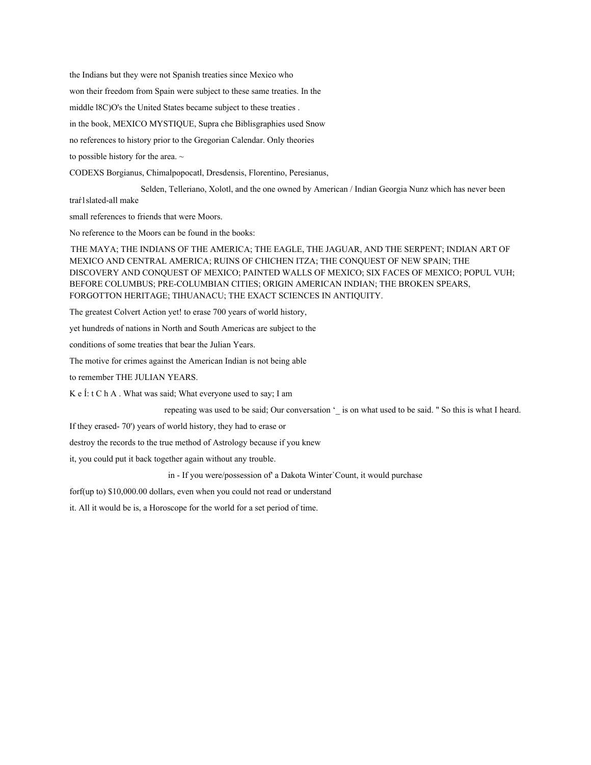the Indians but they were not Spanish treaties since Mexico who

won their freedom from Spain were subject to these same treaties. In the

middle l8C)O's the United States became subject to these treaties .

in the book, MEXICO MYSTIQUE, Supra che Biblisgraphies used Snow

no references to history prior to the Gregorian Calendar. Only theories

to possible history for the area. ~

CODEXS Borgianus, Chimalpopocatl, Dresdensis, Florentino, Peresianus,

Selden, Telleriano, Xolotl, and the one owned by American / Indian Georgia Nunz which has never been traŕ1slated-all make

small references to friends that were Moors.

No reference to the Moors can be found in the books:

THE MAYA; THE INDIANS OF THE AMERICA; THE EAGLE, THE JAGUAR, AND THE SERPENT; INDIAN ART OF MEXICO AND CENTRAL AMERICA; RUINS OF CHICHEN ITZA; THE CONQUEST OF NEW SPAIN; THE DISCOVERY AND CONQUEST OF MEXICO; PAINTED WALLS OF MEXICO; SIX FACES OF MEXICO; POPUL VUH; BEFORE COLUMBUS; PRE-COLUMBIAN CITIES; ORIGIN AMERICAN INDIAN; THE BROKEN SPEARS, FORGOTTON HERITAGE; TIHUANACU; THE EXACT SCIENCES IN ANTIQUITY.

The greatest Colvert Action yet! to erase 700 years of world history,

yet hundreds of nations in North and South Americas are subject to the

conditions of some treaties that bear the Julian Years.

The motive for crimes against the American Indian is not being able

to remember THE JULIAN YEARS.

K e Í: t C h A . What was said; What everyone used to say; I am

repeating was used to be said; Our conversation '_ is on what used to be said. " So this is what I heard.

If they erased- 70') years of world history, they had to erase or

destroy the records to the true method of Astrology because if you knew

it, you could put it back together again without any trouble.

in - If you were/possession of' a Dakota Winter`Count, it would purchase

forf(up to) $10,000.00 dollars, even when you could not read or understand

it. All it would be is, a Horoscope for the world for a set period of time.